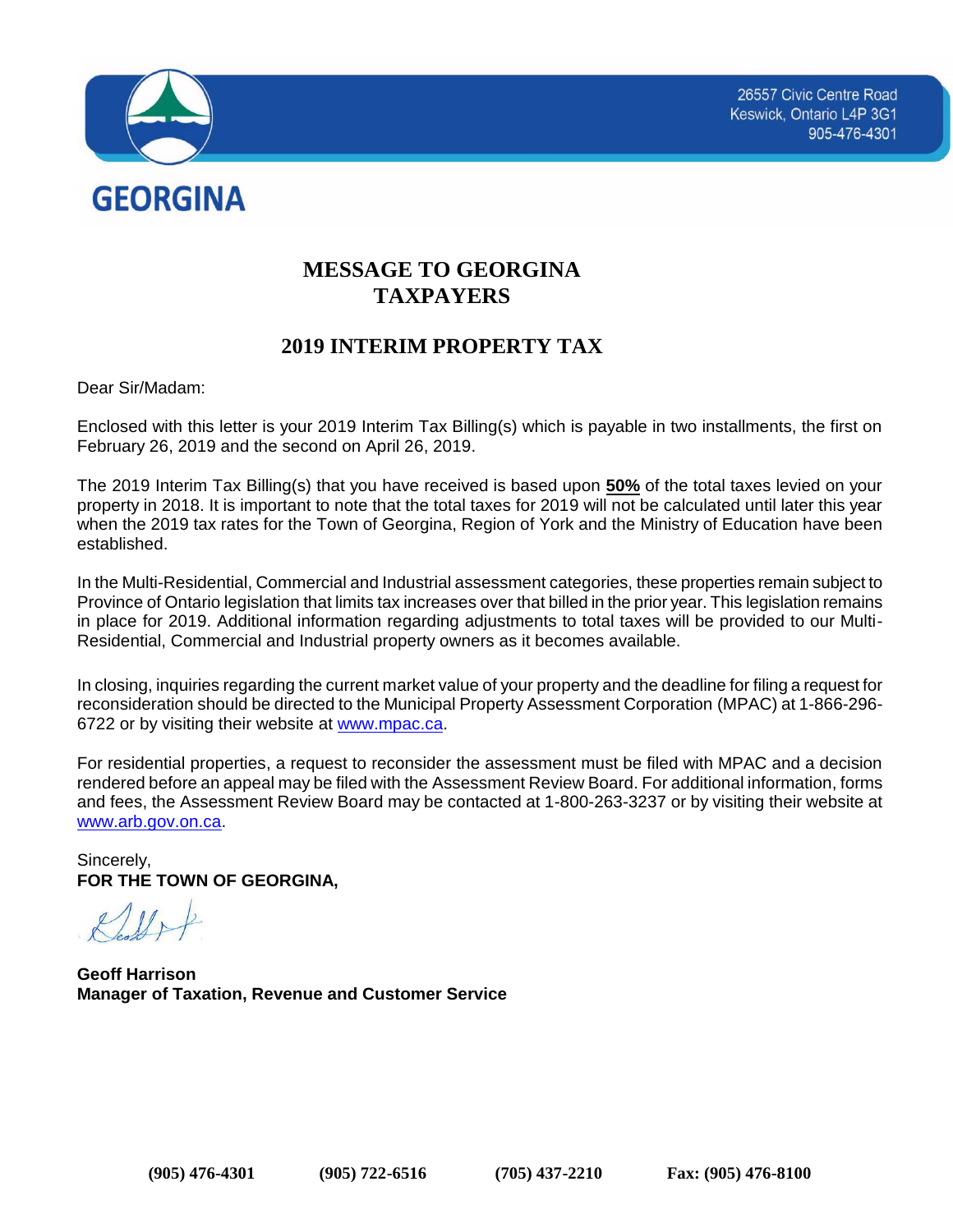26557 Civic Centre Road
Keswick, Ontario L4P 3G1
905-476-4301

GEORGINA

# MESSAGE TO GEORGINA TAXPAYERS

## 2019 INTERIM PROPERTY TAX

Dear Sir/Madam:

Enclosed with this letter is your 2019 Interim Tax Billing(s) which is payable in two installments, the first on February 26, 2019 and the second on April 26, 2019.

The 2019 Interim Tax Billing(s) that you have received is based upon **50%** of the total taxes levied on your property in 2018. It is important to note that the total taxes for 2019 will not be calculated until later this year when the 2019 tax rates for the Town of Georgina, Region of York and the Ministry of Education have been established.

In the Multi-Residential, Commercial and Industrial assessment categories, these properties remain subject to Province of Ontario legislation that limits tax increases over that billed in the prior year. This legislation remains in place for 2019. Additional information regarding adjustments to total taxes will be provided to our Multi-Residential, Commercial and Industrial property owners as it becomes available.

In closing, inquiries regarding the current market value of your property and the deadline for filing a request for reconsideration should be directed to the Municipal Property Assessment Corporation (MPAC) at 1-866-296-6722 or by visiting their website at www.mpac.ca.

For residential properties, a request to reconsider the assessment must be filed with MPAC and a decision rendered before an appeal may be filed with the Assessment Review Board. For additional information, forms and fees, the Assessment Review Board may be contacted at 1-800-263-3237 or by visiting their website at www.arb.gov.on.ca.

Sincerely,
**FOR THE TOWN OF GEORGINA,**

**Geoff Harrison**
**Manager of Taxation, Revenue and Customer Service**

**(905) 476-4301** **(905) 722-6516** **(705) 437-2210** **Fax: (905) 476-8100**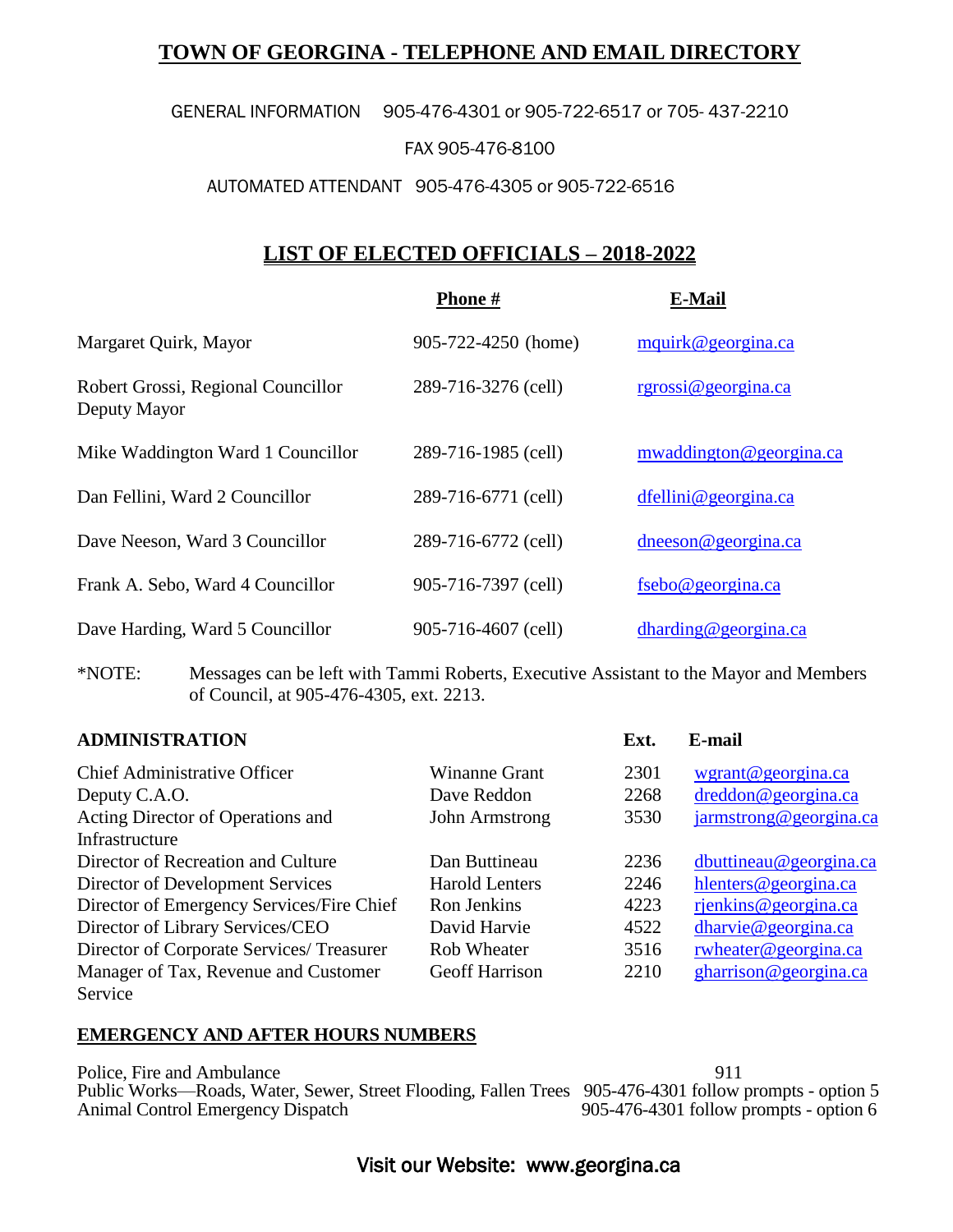# TOWN OF GEORGINA - TELEPHONE AND EMAIL DIRECTORY

GENERAL INFORMATION 905-476-4301 or 905-722-6517 or 705- 437-2210

FAX 905-476-8100

AUTOMATED ATTENDANT 905-476-4305 or 905-722-6516

## LIST OF ELECTED OFFICIALS – 2018-2022

| | Phone # | E-Mail |
|---|---|---|
| Margaret Quirk, Mayor | 905-722-4250 (home) | mquirk@georgina.ca |
| Robert Grossi, Regional Councillor Deputy Mayor | 289-716-3276 (cell) | rgrossi@georgina.ca |
| Mike Waddington Ward 1 Councillor | 289-716-1985 (cell) | mwaddington@georgina.ca |
| Dan Fellini, Ward 2 Councillor | 289-716-6771 (cell) | dfellini@georgina.ca |
| Dave Neeson, Ward 3 Councillor | 289-716-6772 (cell) | dneeson@georgina.ca |
| Frank A. Sebo, Ward 4 Councillor | 905-716-7397 (cell) | fsebo@georgina.ca |
| Dave Harding, Ward 5 Councillor | 905-716-4607 (cell) | dharding@georgina.ca |

*NOTE: Messages can be left with Tammi Roberts, Executive Assistant to the Mayor and Members of Council, at 905-476-4305, ext. 2213.

| ADMINISTRATION | | Ext. | E-mail |
|---|---|---|---|
| Chief Administrative Officer | Winanne Grant | 2301 | wgrant@georgina.ca |
| Deputy C.A.O. | Dave Reddon | 2268 | dreddon@georgina.ca |
| Acting Director of Operations and Infrastructure | John Armstrong | 3530 | jarmstrong@georgina.ca |
| Director of Recreation and Culture | Dan Buttineau | 2236 | dbuttineau@georgina.ca |
| Director of Development Services | Harold Lenters | 2246 | hlenters@georgina.ca |
| Director of Emergency Services/Fire Chief | Ron Jenkins | 4223 | rjenkins@georgina.ca |
| Director of Library Services/CEO | David Harvie | 4522 | dharvie@georgina.ca |
| Director of Corporate Services/ Treasurer | Rob Wheater | 3516 | rwheater@georgina.ca |
| Manager of Tax, Revenue and Customer Service | Geoff Harrison | 2210 | gharrison@georgina.ca |

## EMERGENCY AND AFTER HOURS NUMBERS

| | |
|---|---|
| Police, Fire and Ambulance | 911 |
| Public Works—Roads, Water, Sewer, Street Flooding, Fallen Trees | 905-476-4301 follow prompts - option 5 |
| Animal Control Emergency Dispatch | 905-476-4301 follow prompts - option 6 |

Visit our Website: www.georgina.ca